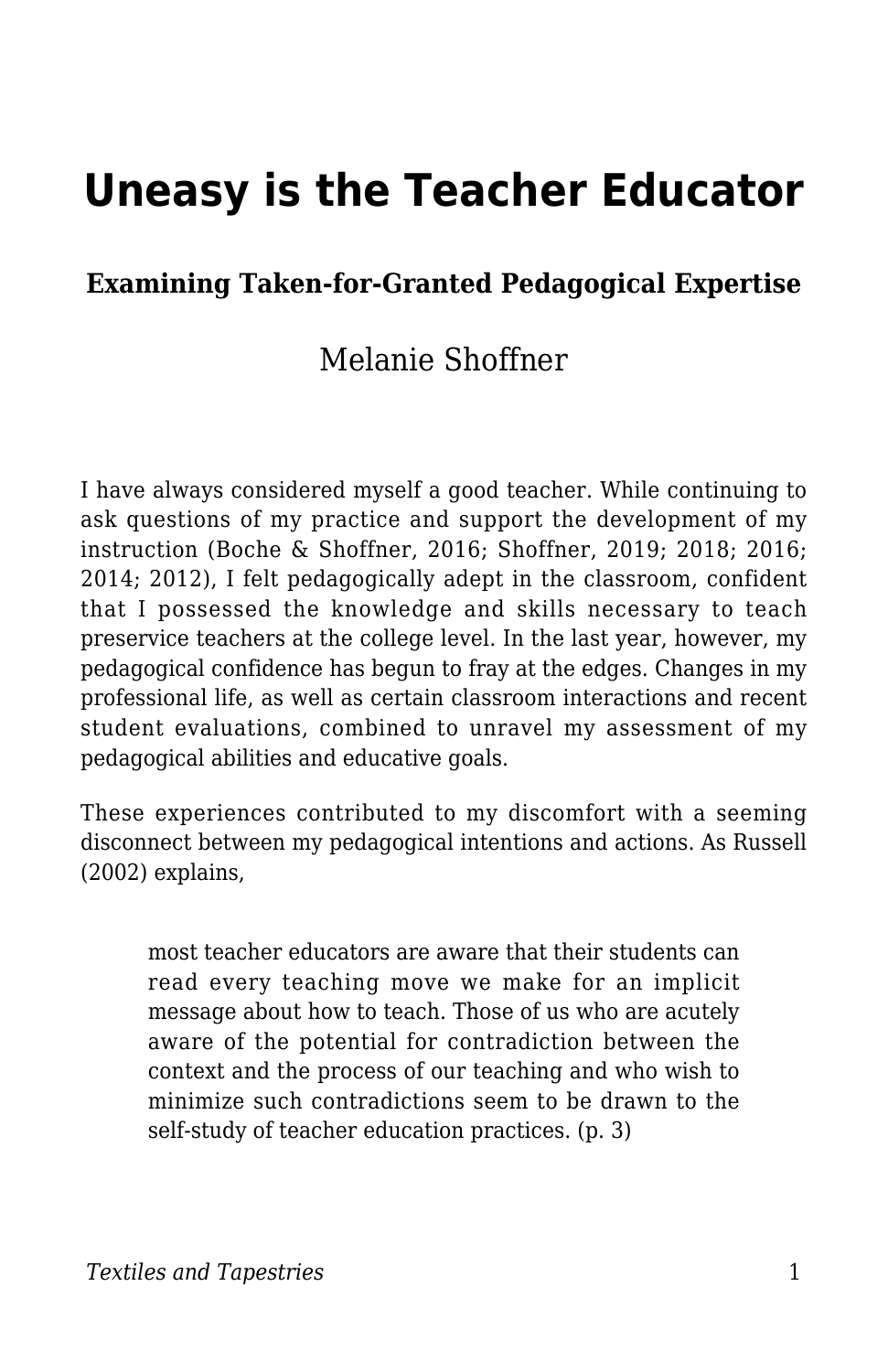# Uneasy is the Teacher Educator

### Examining Taken-for-Granted Pedagogical Expertise

Melanie Shoffner

I have always considered myself a good teacher. While continuing to ask questions of my practice and support the development of my instruction (Boche & Shoffner, 2016; Shoffner, 2019; 2018; 2016; 2014; 2012), I felt pedagogically adept in the classroom, confident that I possessed the knowledge and skills necessary to teach preservice teachers at the college level. In the last year, however, my pedagogical confidence has begun to fray at the edges. Changes in my professional life, as well as certain classroom interactions and recent student evaluations, combined to unravel my assessment of my pedagogical abilities and educative goals.

These experiences contributed to my discomfort with a seeming disconnect between my pedagogical intentions and actions. As Russell (2002) explains,

> most teacher educators are aware that their students can read every teaching move we make for an implicit message about how to teach. Those of us who are acutely aware of the potential for contradiction between the context and the process of our teaching and who wish to minimize such contradictions seem to be drawn to the self-study of teacher education practices. (p. 3)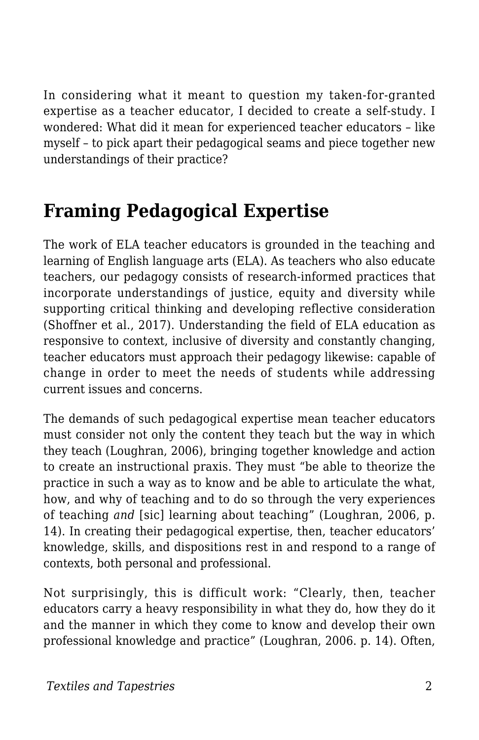In considering what it meant to question my taken-for-granted expertise as a teacher educator, I decided to create a self-study. I wondered: What did it mean for experienced teacher educators – like myself – to pick apart their pedagogical seams and piece together new understandings of their practice?

## Framing Pedagogical Expertise

The work of ELA teacher educators is grounded in the teaching and learning of English language arts (ELA). As teachers who also educate teachers, our pedagogy consists of research-informed practices that incorporate understandings of justice, equity and diversity while supporting critical thinking and developing reflective consideration (Shoffner et al., 2017). Understanding the field of ELA education as responsive to context, inclusive of diversity and constantly changing, teacher educators must approach their pedagogy likewise: capable of change in order to meet the needs of students while addressing current issues and concerns.

The demands of such pedagogical expertise mean teacher educators must consider not only the content they teach but the way in which they teach (Loughran, 2006), bringing together knowledge and action to create an instructional praxis. They must "be able to theorize the practice in such a way as to know and be able to articulate the what, how, and why of teaching and to do so through the very experiences of teaching *and* [sic] learning about teaching" (Loughran, 2006, p. 14). In creating their pedagogical expertise, then, teacher educators' knowledge, skills, and dispositions rest in and respond to a range of contexts, both personal and professional.

Not surprisingly, this is difficult work: "Clearly, then, teacher educators carry a heavy responsibility in what they do, how they do it and the manner in which they come to know and develop their own professional knowledge and practice" (Loughran, 2006. p. 14). Often,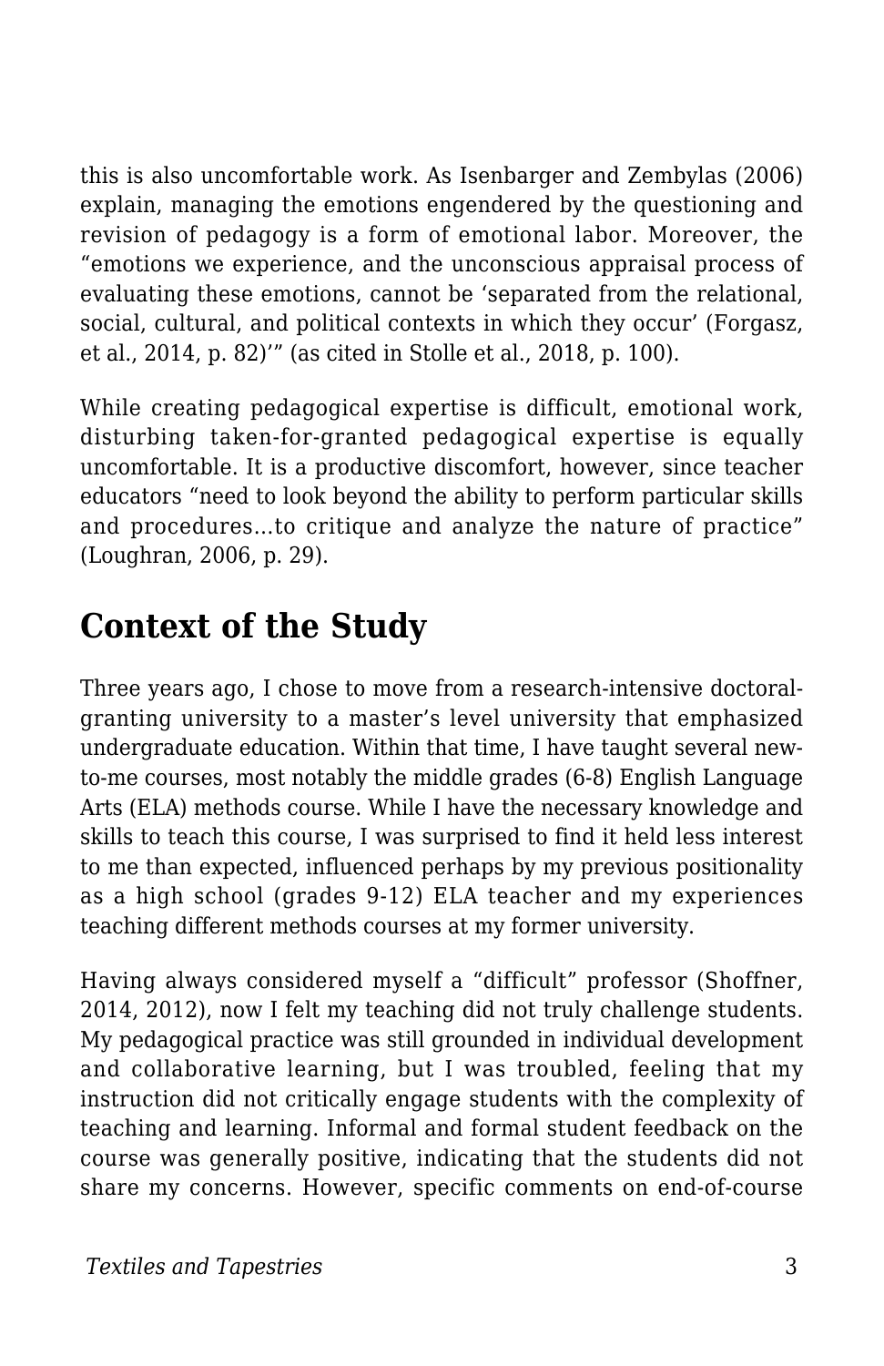this is also uncomfortable work. As Isenbarger and Zembylas (2006) explain, managing the emotions engendered by the questioning and revision of pedagogy is a form of emotional labor. Moreover, the "emotions we experience, and the unconscious appraisal process of evaluating these emotions, cannot be 'separated from the relational, social, cultural, and political contexts in which they occur' (Forgasz, et al., 2014, p. 82)'" (as cited in Stolle et al., 2018, p. 100).

While creating pedagogical expertise is difficult, emotional work, disturbing taken-for-granted pedagogical expertise is equally uncomfortable. It is a productive discomfort, however, since teacher educators "need to look beyond the ability to perform particular skills and procedures…to critique and analyze the nature of practice" (Loughran, 2006, p. 29).

## Context of the Study

Three years ago, I chose to move from a research-intensive doctoral-granting university to a master's level university that emphasized undergraduate education. Within that time, I have taught several new-to-me courses, most notably the middle grades (6-8) English Language Arts (ELA) methods course. While I have the necessary knowledge and skills to teach this course, I was surprised to find it held less interest to me than expected, influenced perhaps by my previous positionality as a high school (grades 9-12) ELA teacher and my experiences teaching different methods courses at my former university.

Having always considered myself a "difficult" professor (Shoffner, 2014, 2012), now I felt my teaching did not truly challenge students. My pedagogical practice was still grounded in individual development and collaborative learning, but I was troubled, feeling that my instruction did not critically engage students with the complexity of teaching and learning. Informal and formal student feedback on the course was generally positive, indicating that the students did not share my concerns. However, specific comments on end-of-course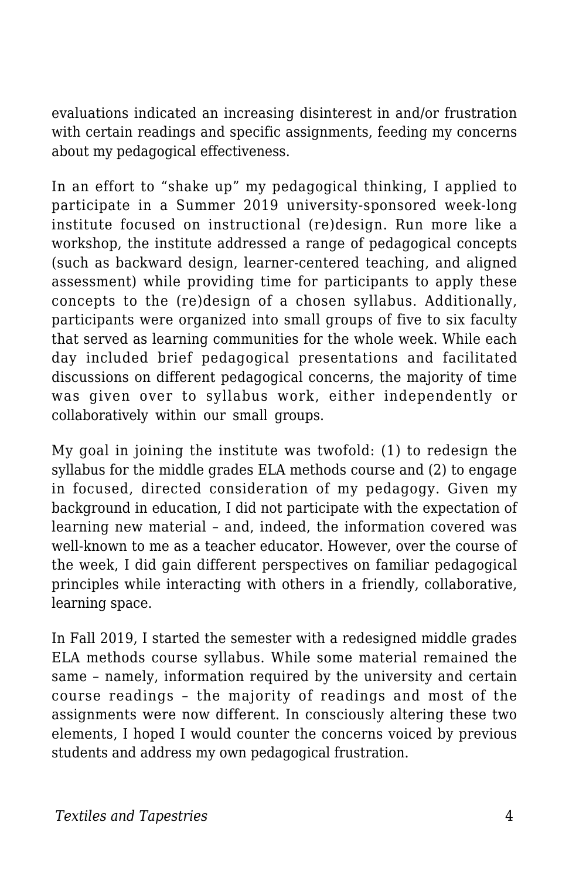evaluations indicated an increasing disinterest in and/or frustration with certain readings and specific assignments, feeding my concerns about my pedagogical effectiveness.

In an effort to "shake up" my pedagogical thinking, I applied to participate in a Summer 2019 university-sponsored week-long institute focused on instructional (re)design. Run more like a workshop, the institute addressed a range of pedagogical concepts (such as backward design, learner-centered teaching, and aligned assessment) while providing time for participants to apply these concepts to the (re)design of a chosen syllabus. Additionally, participants were organized into small groups of five to six faculty that served as learning communities for the whole week. While each day included brief pedagogical presentations and facilitated discussions on different pedagogical concerns, the majority of time was given over to syllabus work, either independently or collaboratively within our small groups.

My goal in joining the institute was twofold: (1) to redesign the syllabus for the middle grades ELA methods course and (2) to engage in focused, directed consideration of my pedagogy. Given my background in education, I did not participate with the expectation of learning new material – and, indeed, the information covered was well-known to me as a teacher educator. However, over the course of the week, I did gain different perspectives on familiar pedagogical principles while interacting with others in a friendly, collaborative, learning space.

In Fall 2019, I started the semester with a redesigned middle grades ELA methods course syllabus. While some material remained the same – namely, information required by the university and certain course readings – the majority of readings and most of the assignments were now different. In consciously altering these two elements, I hoped I would counter the concerns voiced by previous students and address my own pedagogical frustration.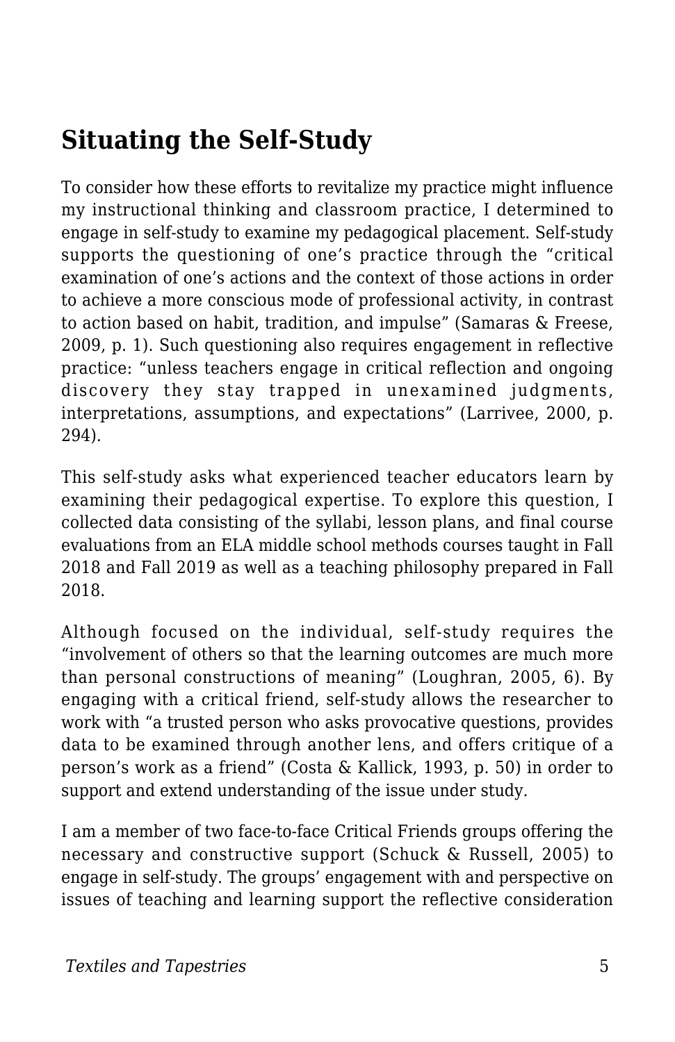## Situating the Self-Study

To consider how these efforts to revitalize my practice might influence my instructional thinking and classroom practice, I determined to engage in self-study to examine my pedagogical placement. Self-study supports the questioning of one's practice through the "critical examination of one's actions and the context of those actions in order to achieve a more conscious mode of professional activity, in contrast to action based on habit, tradition, and impulse" (Samaras & Freese, 2009, p. 1). Such questioning also requires engagement in reflective practice: "unless teachers engage in critical reflection and ongoing discovery they stay trapped in unexamined judgments, interpretations, assumptions, and expectations" (Larrivee, 2000, p. 294).

This self-study asks what experienced teacher educators learn by examining their pedagogical expertise. To explore this question, I collected data consisting of the syllabi, lesson plans, and final course evaluations from an ELA middle school methods courses taught in Fall 2018 and Fall 2019 as well as a teaching philosophy prepared in Fall 2018.

Although focused on the individual, self-study requires the "involvement of others so that the learning outcomes are much more than personal constructions of meaning" (Loughran, 2005, 6). By engaging with a critical friend, self-study allows the researcher to work with "a trusted person who asks provocative questions, provides data to be examined through another lens, and offers critique of a person's work as a friend" (Costa & Kallick, 1993, p. 50) in order to support and extend understanding of the issue under study.

I am a member of two face-to-face Critical Friends groups offering the necessary and constructive support (Schuck & Russell, 2005) to engage in self-study. The groups' engagement with and perspective on issues of teaching and learning support the reflective consideration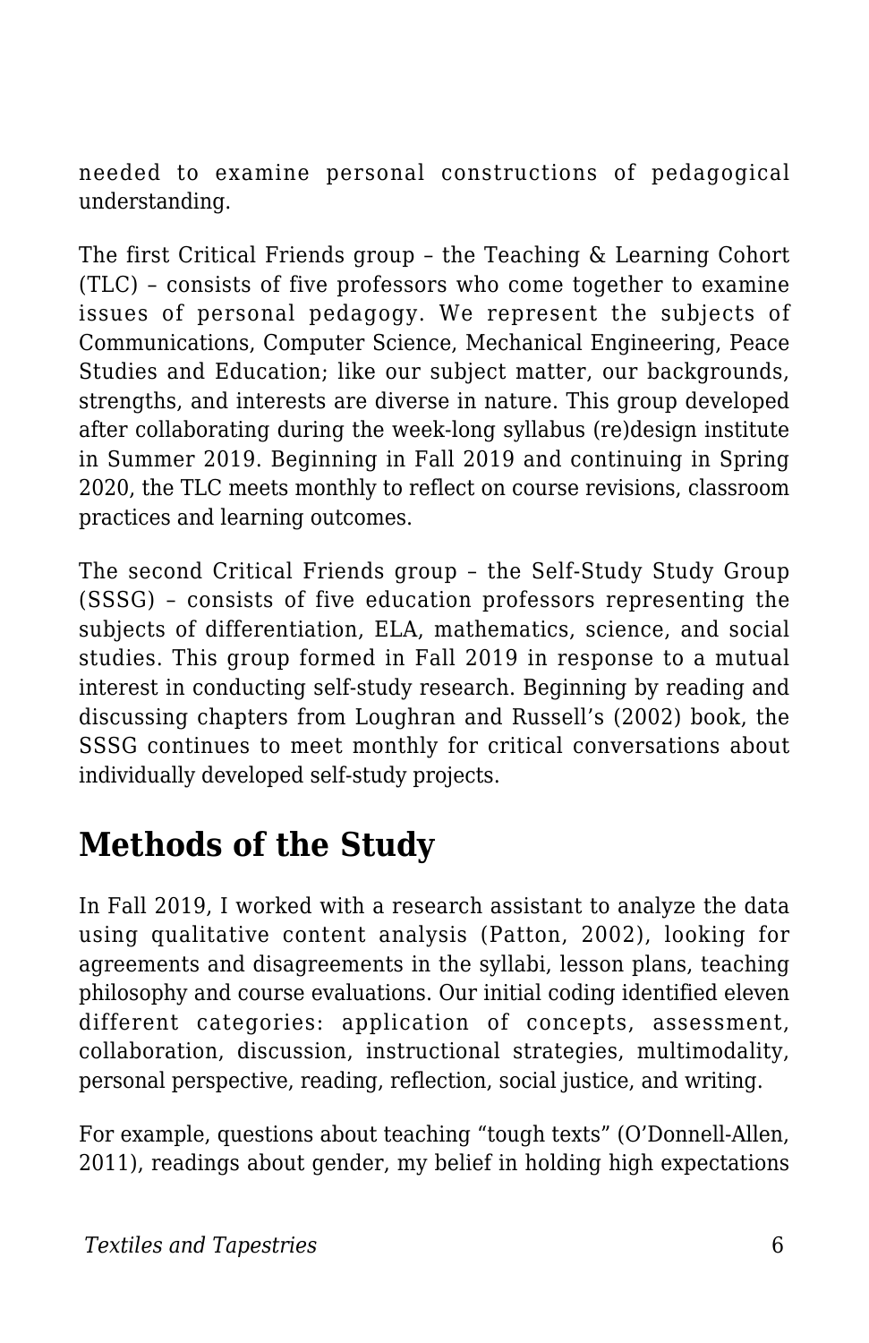needed to examine personal constructions of pedagogical understanding.

The first Critical Friends group – the Teaching & Learning Cohort (TLC) – consists of five professors who come together to examine issues of personal pedagogy. We represent the subjects of Communications, Computer Science, Mechanical Engineering, Peace Studies and Education; like our subject matter, our backgrounds, strengths, and interests are diverse in nature. This group developed after collaborating during the week-long syllabus (re)design institute in Summer 2019. Beginning in Fall 2019 and continuing in Spring 2020, the TLC meets monthly to reflect on course revisions, classroom practices and learning outcomes.

The second Critical Friends group – the Self-Study Study Group (SSSG) – consists of five education professors representing the subjects of differentiation, ELA, mathematics, science, and social studies. This group formed in Fall 2019 in response to a mutual interest in conducting self-study research. Beginning by reading and discussing chapters from Loughran and Russell's (2002) book, the SSSG continues to meet monthly for critical conversations about individually developed self-study projects.

## Methods of the Study

In Fall 2019, I worked with a research assistant to analyze the data using qualitative content analysis (Patton, 2002), looking for agreements and disagreements in the syllabi, lesson plans, teaching philosophy and course evaluations. Our initial coding identified eleven different categories: application of concepts, assessment, collaboration, discussion, instructional strategies, multimodality, personal perspective, reading, reflection, social justice, and writing.

For example, questions about teaching "tough texts" (O'Donnell-Allen, 2011), readings about gender, my belief in holding high expectations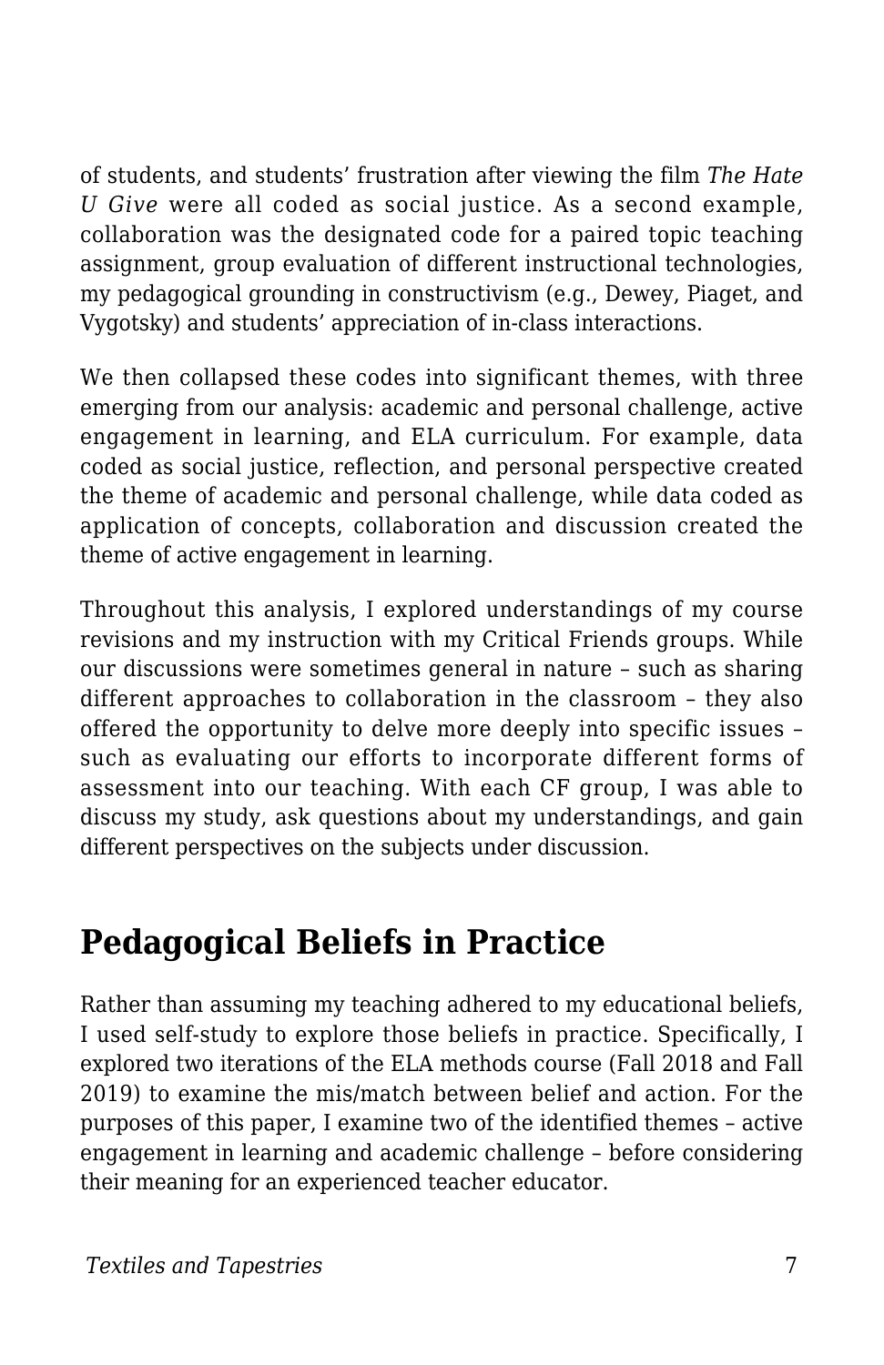of students, and students' frustration after viewing the film *The Hate U Give* were all coded as social justice. As a second example, collaboration was the designated code for a paired topic teaching assignment, group evaluation of different instructional technologies, my pedagogical grounding in constructivism (e.g., Dewey, Piaget, and Vygotsky) and students' appreciation of in-class interactions.

We then collapsed these codes into significant themes, with three emerging from our analysis: academic and personal challenge, active engagement in learning, and ELA curriculum. For example, data coded as social justice, reflection, and personal perspective created the theme of academic and personal challenge, while data coded as application of concepts, collaboration and discussion created the theme of active engagement in learning.

Throughout this analysis, I explored understandings of my course revisions and my instruction with my Critical Friends groups. While our discussions were sometimes general in nature – such as sharing different approaches to collaboration in the classroom – they also offered the opportunity to delve more deeply into specific issues – such as evaluating our efforts to incorporate different forms of assessment into our teaching. With each CF group, I was able to discuss my study, ask questions about my understandings, and gain different perspectives on the subjects under discussion.

## Pedagogical Beliefs in Practice

Rather than assuming my teaching adhered to my educational beliefs, I used self-study to explore those beliefs in practice. Specifically, I explored two iterations of the ELA methods course (Fall 2018 and Fall 2019) to examine the mis/match between belief and action. For the purposes of this paper, I examine two of the identified themes – active engagement in learning and academic challenge – before considering their meaning for an experienced teacher educator.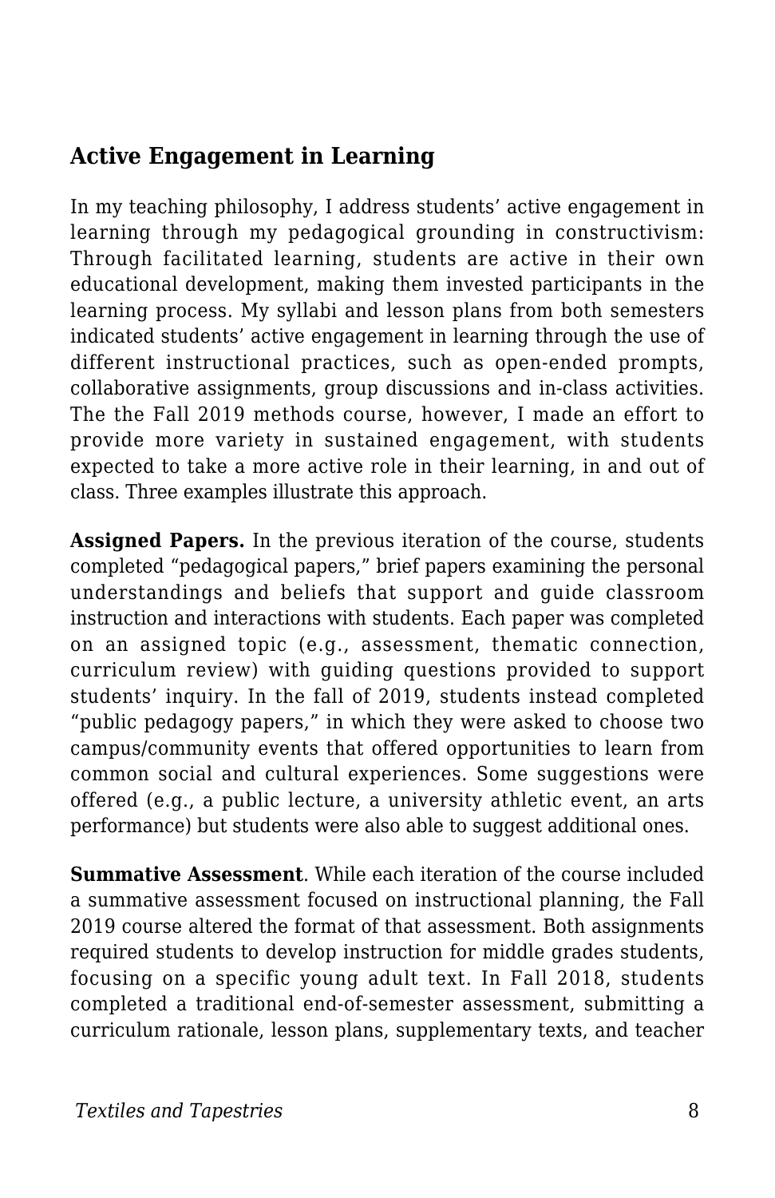## Active Engagement in Learning

In my teaching philosophy, I address students' active engagement in learning through my pedagogical grounding in constructivism: Through facilitated learning, students are active in their own educational development, making them invested participants in the learning process. My syllabi and lesson plans from both semesters indicated students' active engagement in learning through the use of different instructional practices, such as open-ended prompts, collaborative assignments, group discussions and in-class activities. The the Fall 2019 methods course, however, I made an effort to provide more variety in sustained engagement, with students expected to take a more active role in their learning, in and out of class. Three examples illustrate this approach.

**Assigned Papers.** In the previous iteration of the course, students completed "pedagogical papers," brief papers examining the personal understandings and beliefs that support and guide classroom instruction and interactions with students. Each paper was completed on an assigned topic (e.g., assessment, thematic connection, curriculum review) with guiding questions provided to support students' inquiry. In the fall of 2019, students instead completed "public pedagogy papers," in which they were asked to choose two campus/community events that offered opportunities to learn from common social and cultural experiences. Some suggestions were offered (e.g., a public lecture, a university athletic event, an arts performance) but students were also able to suggest additional ones.

**Summative Assessment**. While each iteration of the course included a summative assessment focused on instructional planning, the Fall 2019 course altered the format of that assessment. Both assignments required students to develop instruction for middle grades students, focusing on a specific young adult text. In Fall 2018, students completed a traditional end-of-semester assessment, submitting a curriculum rationale, lesson plans, supplementary texts, and teacher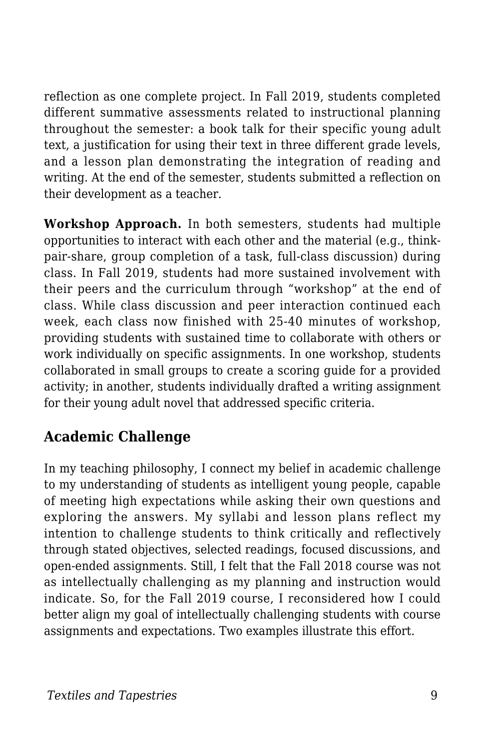reflection as one complete project. In Fall 2019, students completed different summative assessments related to instructional planning throughout the semester: a book talk for their specific young adult text, a justification for using their text in three different grade levels, and a lesson plan demonstrating the integration of reading and writing. At the end of the semester, students submitted a reflection on their development as a teacher.

**Workshop Approach.** In both semesters, students had multiple opportunities to interact with each other and the material (e.g., think-pair-share, group completion of a task, full-class discussion) during class. In Fall 2019, students had more sustained involvement with their peers and the curriculum through "workshop" at the end of class. While class discussion and peer interaction continued each week, each class now finished with 25-40 minutes of workshop, providing students with sustained time to collaborate with others or work individually on specific assignments. In one workshop, students collaborated in small groups to create a scoring guide for a provided activity; in another, students individually drafted a writing assignment for their young adult novel that addressed specific criteria.

## Academic Challenge

In my teaching philosophy, I connect my belief in academic challenge to my understanding of students as intelligent young people, capable of meeting high expectations while asking their own questions and exploring the answers. My syllabi and lesson plans reflect my intention to challenge students to think critically and reflectively through stated objectives, selected readings, focused discussions, and open-ended assignments. Still, I felt that the Fall 2018 course was not as intellectually challenging as my planning and instruction would indicate. So, for the Fall 2019 course, I reconsidered how I could better align my goal of intellectually challenging students with course assignments and expectations. Two examples illustrate this effort.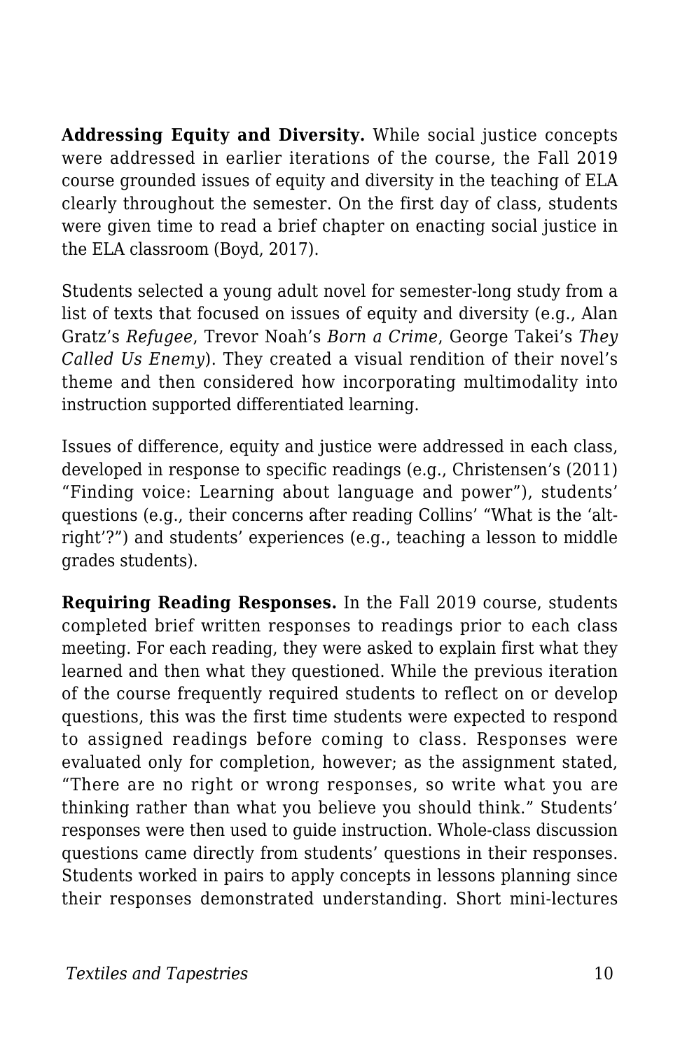**Addressing Equity and Diversity.** While social justice concepts were addressed in earlier iterations of the course, the Fall 2019 course grounded issues of equity and diversity in the teaching of ELA clearly throughout the semester. On the first day of class, students were given time to read a brief chapter on enacting social justice in the ELA classroom (Boyd, 2017).

Students selected a young adult novel for semester-long study from a list of texts that focused on issues of equity and diversity (e.g., Alan Gratz's *Refugee*, Trevor Noah's *Born a Crime*, George Takei's *They Called Us Enemy*). They created a visual rendition of their novel's theme and then considered how incorporating multimodality into instruction supported differentiated learning.

Issues of difference, equity and justice were addressed in each class, developed in response to specific readings (e.g., Christensen's (2011) "Finding voice: Learning about language and power"), students' questions (e.g., their concerns after reading Collins' "What is the 'alt-right'?") and students' experiences (e.g., teaching a lesson to middle grades students).

**Requiring Reading Responses.** In the Fall 2019 course, students completed brief written responses to readings prior to each class meeting. For each reading, they were asked to explain first what they learned and then what they questioned. While the previous iteration of the course frequently required students to reflect on or develop questions, this was the first time students were expected to respond to assigned readings before coming to class. Responses were evaluated only for completion, however; as the assignment stated, "There are no right or wrong responses, so write what you are thinking rather than what you believe you should think." Students' responses were then used to guide instruction. Whole-class discussion questions came directly from students' questions in their responses. Students worked in pairs to apply concepts in lessons planning since their responses demonstrated understanding. Short mini-lectures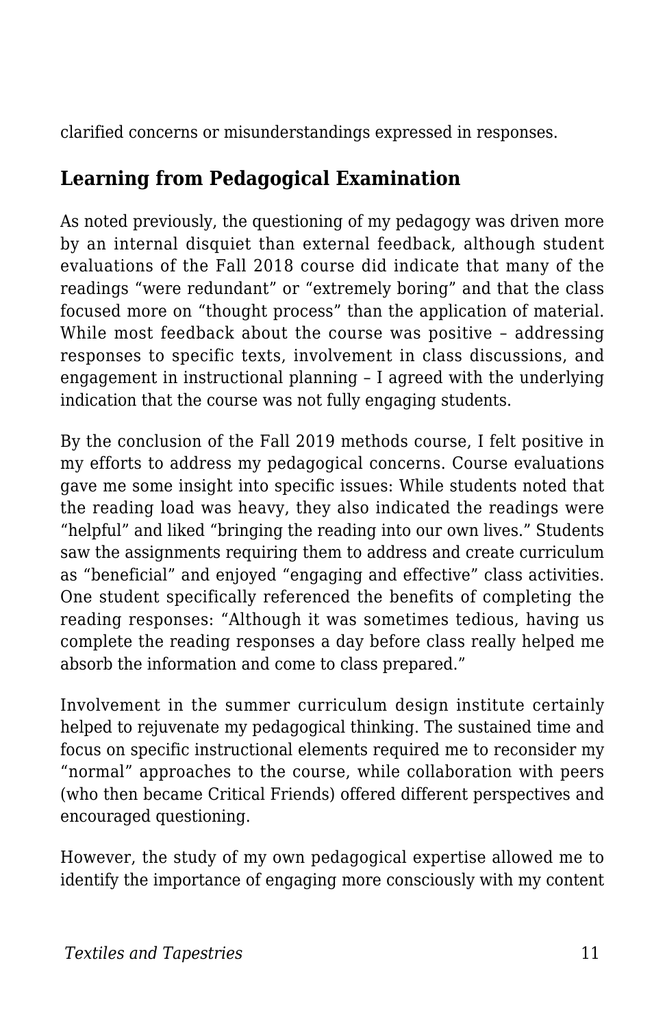clarified concerns or misunderstandings expressed in responses.

## Learning from Pedagogical Examination

As noted previously, the questioning of my pedagogy was driven more by an internal disquiet than external feedback, although student evaluations of the Fall 2018 course did indicate that many of the readings "were redundant" or "extremely boring" and that the class focused more on "thought process" than the application of material. While most feedback about the course was positive – addressing responses to specific texts, involvement in class discussions, and engagement in instructional planning – I agreed with the underlying indication that the course was not fully engaging students.

By the conclusion of the Fall 2019 methods course, I felt positive in my efforts to address my pedagogical concerns. Course evaluations gave me some insight into specific issues: While students noted that the reading load was heavy, they also indicated the readings were "helpful" and liked "bringing the reading into our own lives." Students saw the assignments requiring them to address and create curriculum as "beneficial" and enjoyed "engaging and effective" class activities. One student specifically referenced the benefits of completing the reading responses: "Although it was sometimes tedious, having us complete the reading responses a day before class really helped me absorb the information and come to class prepared."

Involvement in the summer curriculum design institute certainly helped to rejuvenate my pedagogical thinking. The sustained time and focus on specific instructional elements required me to reconsider my "normal" approaches to the course, while collaboration with peers (who then became Critical Friends) offered different perspectives and encouraged questioning.

However, the study of my own pedagogical expertise allowed me to identify the importance of engaging more consciously with my content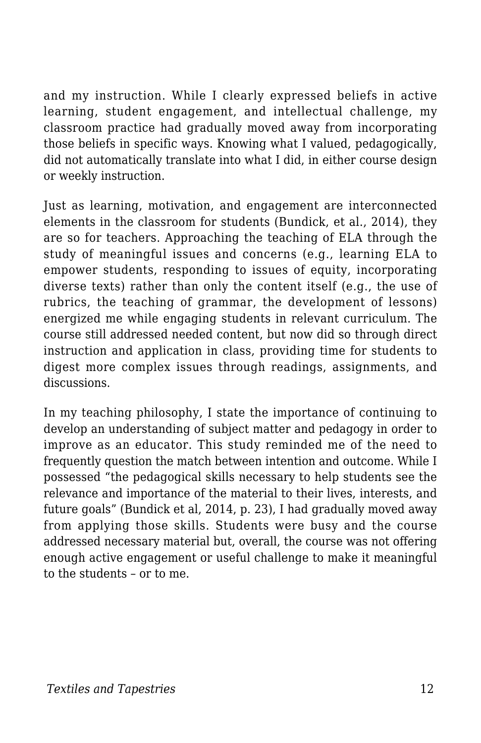and my instruction. While I clearly expressed beliefs in active learning, student engagement, and intellectual challenge, my classroom practice had gradually moved away from incorporating those beliefs in specific ways. Knowing what I valued, pedagogically, did not automatically translate into what I did, in either course design or weekly instruction.

Just as learning, motivation, and engagement are interconnected elements in the classroom for students (Bundick, et al., 2014), they are so for teachers. Approaching the teaching of ELA through the study of meaningful issues and concerns (e.g., learning ELA to empower students, responding to issues of equity, incorporating diverse texts) rather than only the content itself (e.g., the use of rubrics, the teaching of grammar, the development of lessons) energized me while engaging students in relevant curriculum. The course still addressed needed content, but now did so through direct instruction and application in class, providing time for students to digest more complex issues through readings, assignments, and discussions.

In my teaching philosophy, I state the importance of continuing to develop an understanding of subject matter and pedagogy in order to improve as an educator. This study reminded me of the need to frequently question the match between intention and outcome. While I possessed "the pedagogical skills necessary to help students see the relevance and importance of the material to their lives, interests, and future goals" (Bundick et al, 2014, p. 23), I had gradually moved away from applying those skills. Students were busy and the course addressed necessary material but, overall, the course was not offering enough active engagement or useful challenge to make it meaningful to the students – or to me.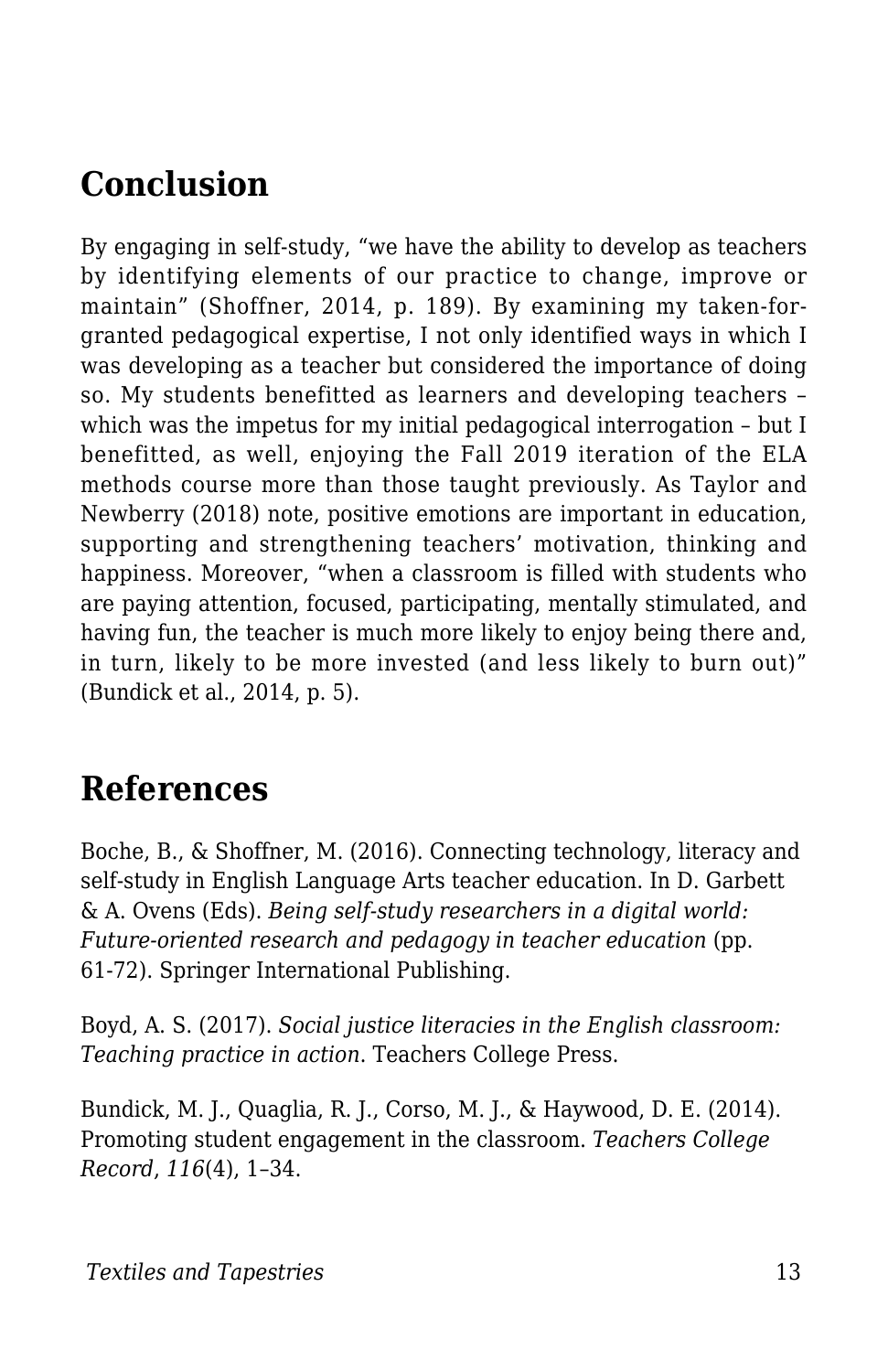## Conclusion

By engaging in self-study, “we have the ability to develop as teachers by identifying elements of our practice to change, improve or maintain” (Shoffner, 2014, p. 189). By examining my taken-for-granted pedagogical expertise, I not only identified ways in which I was developing as a teacher but considered the importance of doing so. My students benefitted as learners and developing teachers – which was the impetus for my initial pedagogical interrogation – but I benefitted, as well, enjoying the Fall 2019 iteration of the ELA methods course more than those taught previously. As Taylor and Newberry (2018) note, positive emotions are important in education, supporting and strengthening teachers’ motivation, thinking and happiness. Moreover, “when a classroom is filled with students who are paying attention, focused, participating, mentally stimulated, and having fun, the teacher is much more likely to enjoy being there and, in turn, likely to be more invested (and less likely to burn out)” (Bundick et al., 2014, p. 5).

## References

Boche, B., & Shoffner, M. (2016). Connecting technology, literacy and self-study in English Language Arts teacher education. In D. Garbett & A. Ovens (Eds). *Being self-study researchers in a digital world: Future-oriented research and pedagogy in teacher education* (pp. 61-72). Springer International Publishing.

Boyd, A. S. (2017). *Social justice literacies in the English classroom: Teaching practice in action*. Teachers College Press.

Bundick, M. J., Quaglia, R. J., Corso, M. J., & Haywood, D. E. (2014). Promoting student engagement in the classroom. *Teachers College Record*, *116*(4), 1–34.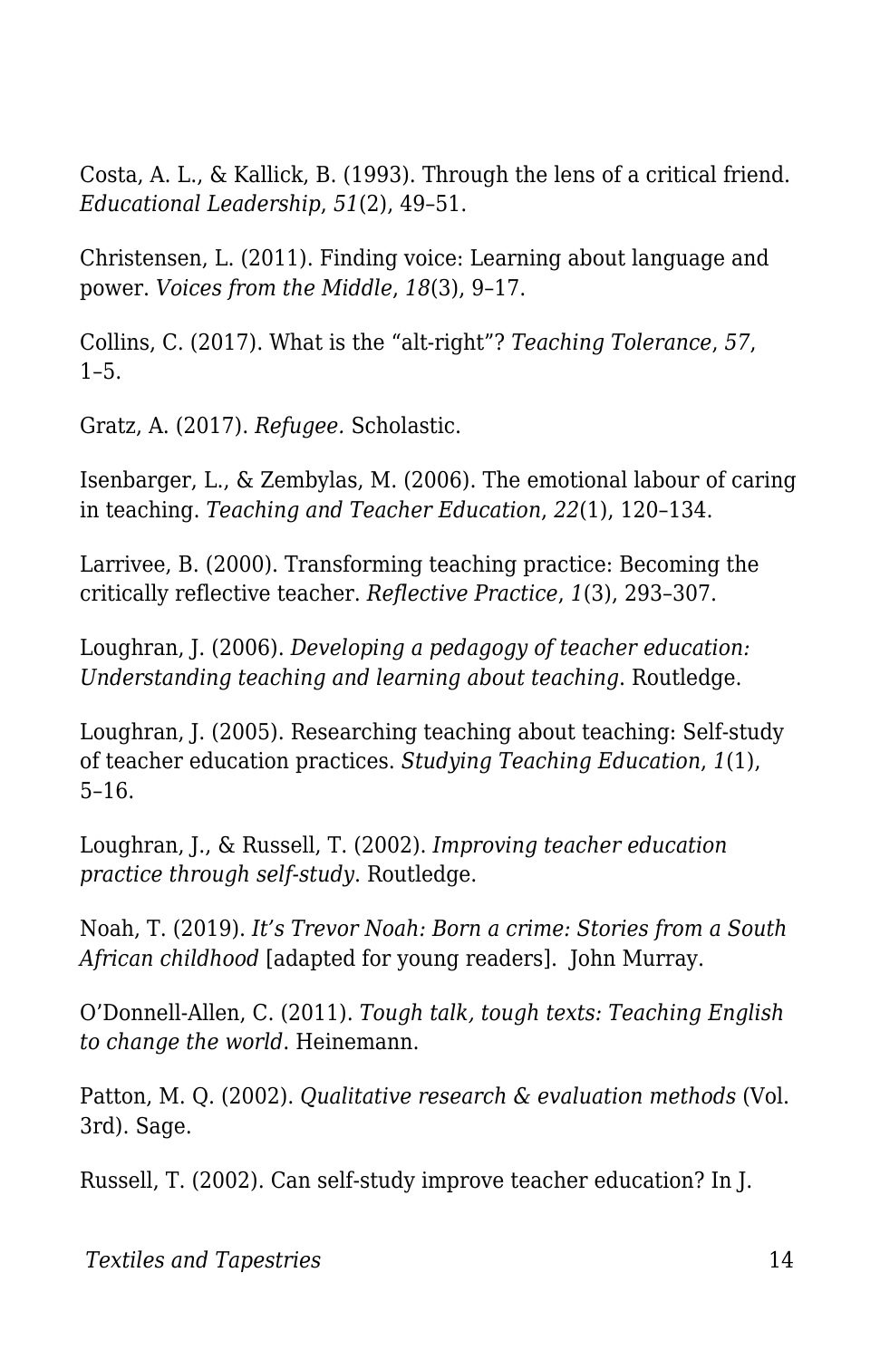Costa, A. L., & Kallick, B. (1993). Through the lens of a critical friend. *Educational Leadership*, *51*(2), 49–51.

Christensen, L. (2011). Finding voice: Learning about language and power. *Voices from the Middle*, *18*(3), 9–17.

Collins, C. (2017). What is the “alt-right”? *Teaching Tolerance*, *57*, 1–5.

Gratz, A. (2017). *Refugee*. Scholastic.

Isenbarger, L., & Zembylas, M. (2006). The emotional labour of caring in teaching. *Teaching and Teacher Education*, *22*(1), 120–134.

Larrivee, B. (2000). Transforming teaching practice: Becoming the critically reflective teacher. *Reflective Practice*, *1*(3), 293–307.

Loughran, J. (2006). *Developing a pedagogy of teacher education: Understanding teaching and learning about teaching*. Routledge.

Loughran, J. (2005). Researching teaching about teaching: Self-study of teacher education practices. *Studying Teaching Education*, *1*(1), 5–16.

Loughran, J., & Russell, T. (2002). *Improving teacher education practice through self-study*. Routledge.

Noah, T. (2019). *It’s Trevor Noah: Born a crime: Stories from a South African childhood* [adapted for young readers]. John Murray.

O’Donnell-Allen, C. (2011). *Tough talk, tough texts: Teaching English to change the world*. Heinemann.

Patton, M. Q. (2002). *Qualitative research & evaluation methods* (Vol. 3rd). Sage.

Russell, T. (2002). Can self-study improve teacher education? In J.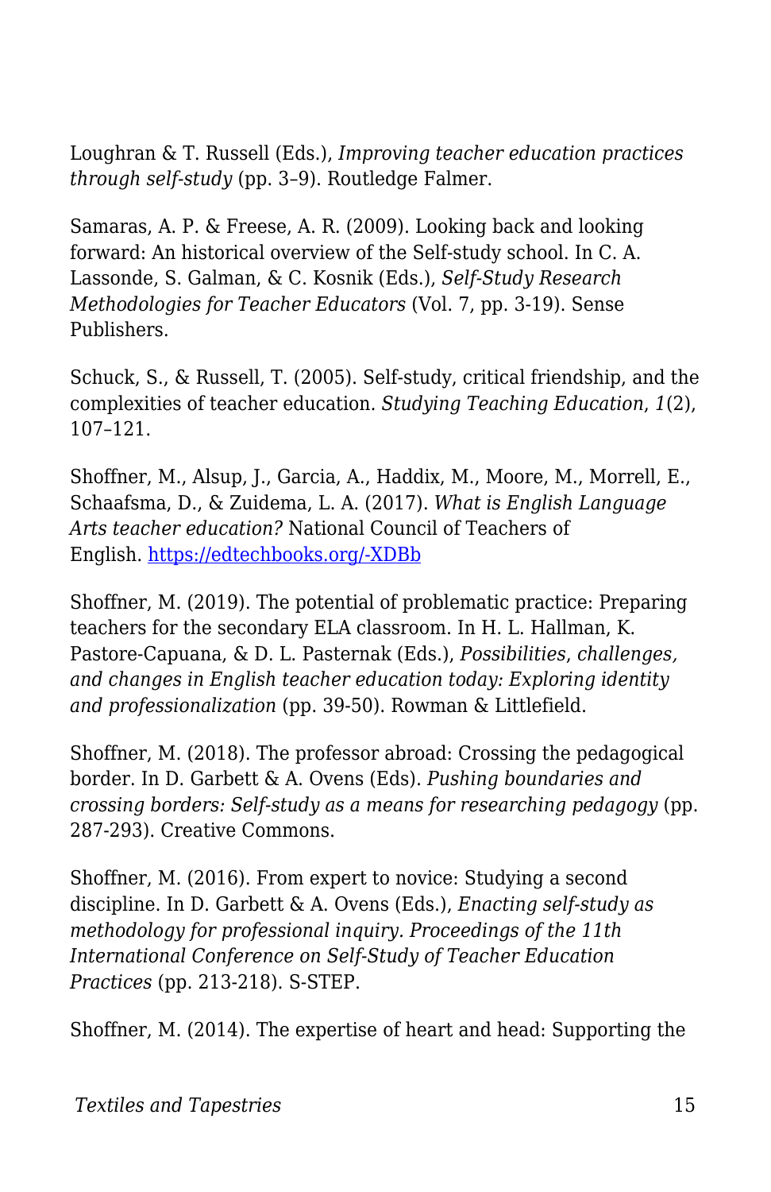Loughran & T. Russell (Eds.), *Improving teacher education practices through self-study* (pp. 3–9). Routledge Falmer.

Samaras, A. P. & Freese, A. R. (2009). Looking back and looking forward: An historical overview of the Self-study school. In C. A. Lassonde, S. Galman, & C. Kosnik (Eds.), *Self-Study Research Methodologies for Teacher Educators* (Vol. 7, pp. 3-19). Sense Publishers.

Schuck, S., & Russell, T. (2005). Self-study, critical friendship, and the complexities of teacher education. *Studying Teaching Education*, *1*(2), 107–121.

Shoffner, M., Alsup, J., Garcia, A., Haddix, M., Moore, M., Morrell, E., Schaafsma, D., & Zuidema, L. A. (2017). *What is English Language Arts teacher education?* National Council of Teachers of English. https://edtechbooks.org/-XDBb

Shoffner, M. (2019). The potential of problematic practice: Preparing teachers for the secondary ELA classroom. In H. L. Hallman, K. Pastore-Capuana, & D. L. Pasternak (Eds.), *Possibilities, challenges, and changes in English teacher education today: Exploring identity and professionalization* (pp. 39-50). Rowman & Littlefield.

Shoffner, M. (2018). The professor abroad: Crossing the pedagogical border. In D. Garbett & A. Ovens (Eds). *Pushing boundaries and crossing borders: Self-study as a means for researching pedagogy* (pp. 287-293). Creative Commons.

Shoffner, M. (2016). From expert to novice: Studying a second discipline. In D. Garbett & A. Ovens (Eds.), *Enacting self-study as methodology for professional inquiry. Proceedings of the 11th International Conference on Self-Study of Teacher Education Practices* (pp. 213-218). S-STEP.

Shoffner, M. (2014). The expertise of heart and head: Supporting the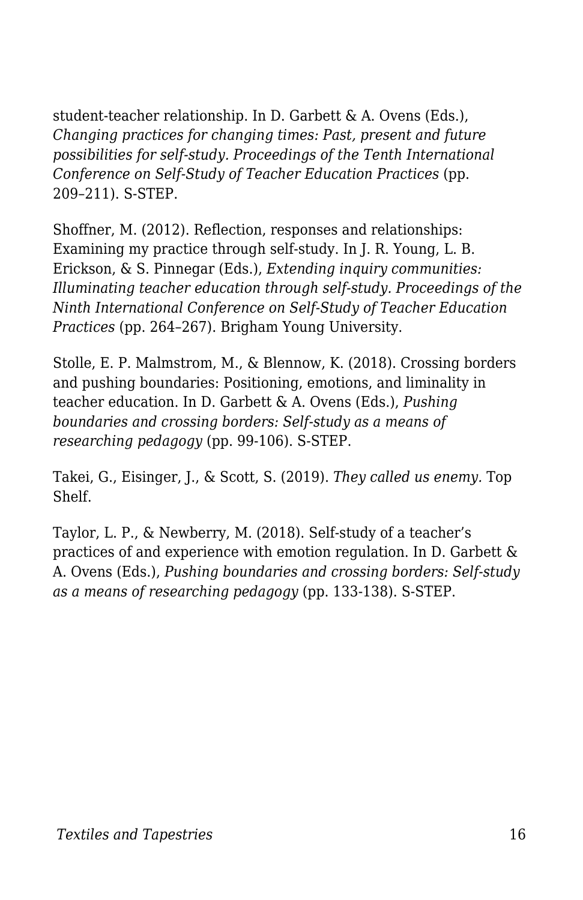student-teacher relationship. In D. Garbett & A. Ovens (Eds.), *Changing practices for changing times: Past, present and future possibilities for self-study. Proceedings of the Tenth International Conference on Self-Study of Teacher Education Practices* (pp. 209–211). S-STEP.

Shoffner, M. (2012). Reflection, responses and relationships: Examining my practice through self-study. In J. R. Young, L. B. Erickson, & S. Pinnegar (Eds.), *Extending inquiry communities: Illuminating teacher education through self-study. Proceedings of the Ninth International Conference on Self-Study of Teacher Education Practices* (pp. 264–267). Brigham Young University.

Stolle, E. P. Malmstrom, M., & Blennow, K. (2018). Crossing borders and pushing boundaries: Positioning, emotions, and liminality in teacher education. In D. Garbett & A. Ovens (Eds.), *Pushing boundaries and crossing borders: Self-study as a means of researching pedagogy* (pp. 99-106). S-STEP.

Takei, G., Eisinger, J., & Scott, S. (2019). *They called us enemy.* Top Shelf.

Taylor, L. P., & Newberry, M. (2018). Self-study of a teacher's practices of and experience with emotion regulation. In D. Garbett & A. Ovens (Eds.), *Pushing boundaries and crossing borders: Self-study as a means of researching pedagogy* (pp. 133-138). S-STEP.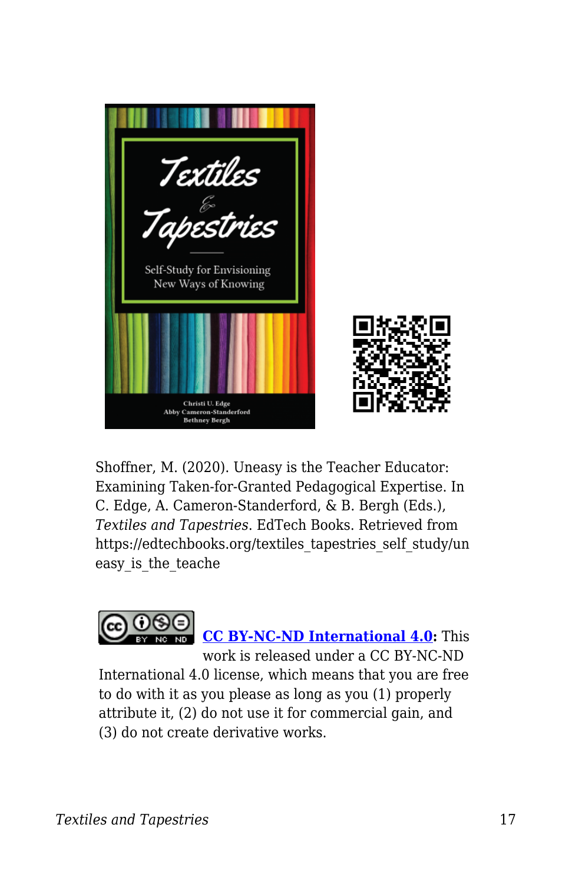Shoffner, M. (2020). Uneasy is the Teacher Educator: Examining Taken-for-Granted Pedagogical Expertise. In C. Edge, A. Cameron-Standerford, & B. Bergh (Eds.), *Textiles and Tapestries*. EdTech Books. Retrieved from https://edtechbooks.org/textiles_tapestries_self_study/uneasy_is_the_teache

**CC BY-NC-ND International 4.0:** This work is released under a CC BY-NC-ND International 4.0 license, which means that you are free to do with it as you please as long as you (1) properly attribute it, (2) do not use it for commercial gain, and (3) do not create derivative works.